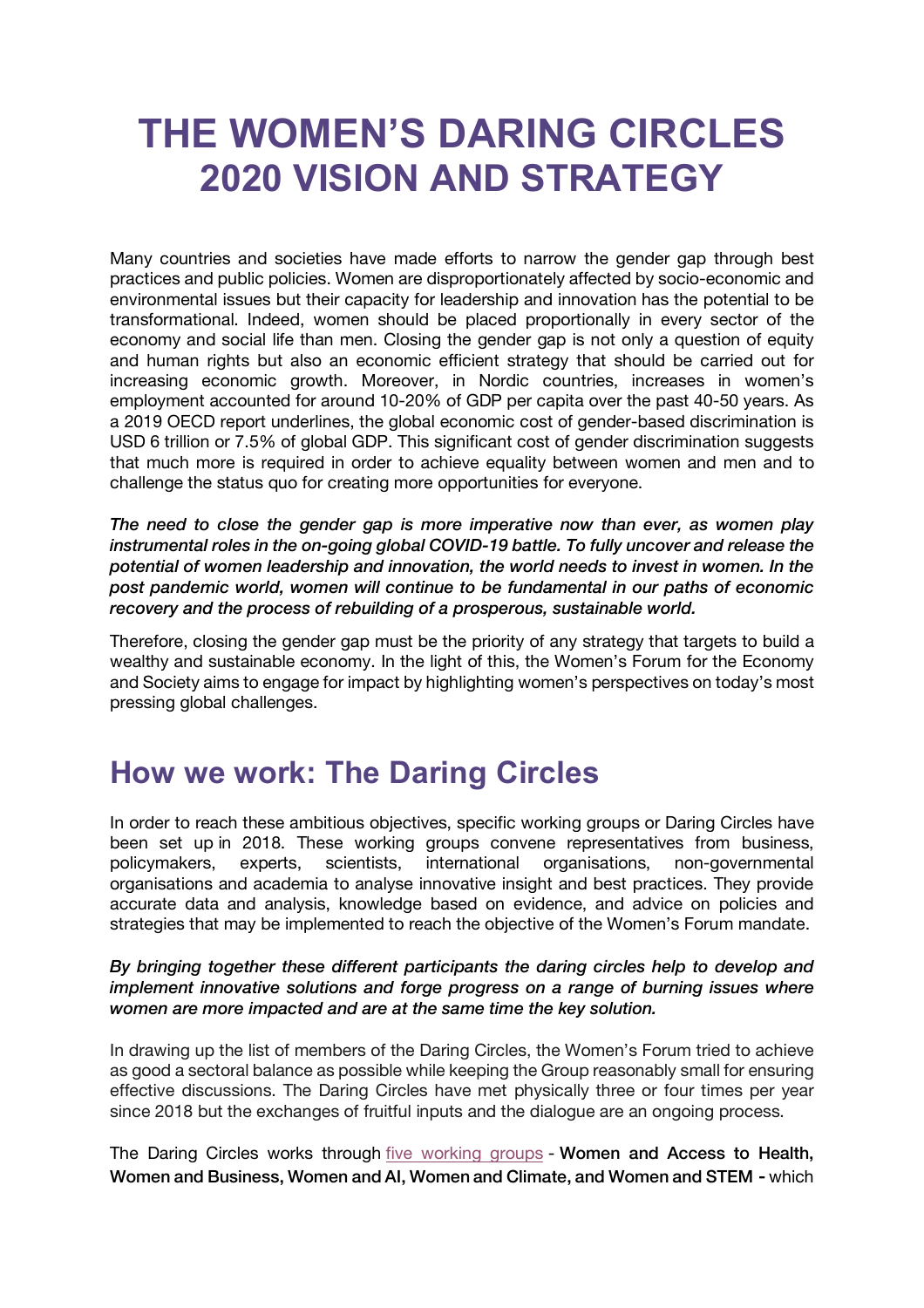# THE WOMEN'S DARING CIRCLES 2020 VISION AND STRATEGY

Many countries and societies have made efforts to narrow the gender gap through best practices and public policies. Women are disproportionately affected by socio-economic and environmental issues but their capacity for leadership and innovation has the potential to be transformational. Indeed, women should be placed proportionally in every sector of the economy and social life than men. Closing the gender gap is not only a question of equity and human rights but also an economic efficient strategy that should be carried out for increasing economic growth. Moreover, in Nordic countries, increases in women's employment accounted for around 10-20% of GDP per capita over the past 40-50 years. As a 2019 OECD report underlines, the global economic cost of gender-based discrimination is USD 6 trillion or 7.5% of global GDP. This significant cost of gender discrimination suggests that much more is required in order to achieve equality between women and men and to challenge the status quo for creating more opportunities for everyone.

***The need to close the gender gap is more imperative now than ever, as women play instrumental roles in the on-going global COVID-19 battle. To fully uncover and release the potential of women leadership and innovation, the world needs to invest in women. In the post pandemic world, women will continue to be fundamental in our paths of economic recovery and the process of rebuilding of a prosperous, sustainable world.***

Therefore, closing the gender gap must be the priority of any strategy that targets to build a wealthy and sustainable economy. In the light of this, the Women's Forum for the Economy and Society aims to engage for impact by highlighting women's perspectives on today's most pressing global challenges.

## How we work: The Daring Circles

In order to reach these ambitious objectives, specific working groups or Daring Circles have been set up in 2018. These working groups convene representatives from business, policymakers, experts, scientists, international organisations, non-governmental organisations and academia to analyse innovative insight and best practices. They provide accurate data and analysis, knowledge based on evidence, and advice on policies and strategies that may be implemented to reach the objective of the Women's Forum mandate.

***By bringing together these different participants the daring circles help to develop and implement innovative solutions and forge progress on a range of burning issues where women are more impacted and are at the same time the key solution.***

In drawing up the list of members of the Daring Circles, the Women's Forum tried to achieve as good a sectoral balance as possible while keeping the Group reasonably small for ensuring effective discussions. The Daring Circles have met physically three or four times per year since 2018 but the exchanges of fruitful inputs and the dialogue are an ongoing process.

The Daring Circles works through five working groups - **Women and Access to Health, Women and Business, Women and AI, Women and Climate, and Women and STEM -** which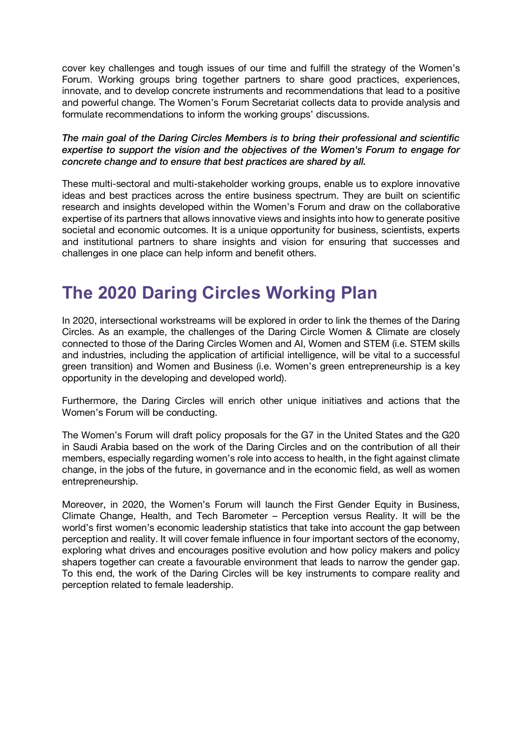cover key challenges and tough issues of our time and fulfill the strategy of the Women's Forum. Working groups bring together partners to share good practices, experiences, innovate, and to develop concrete instruments and recommendations that lead to a positive and powerful change. The Women's Forum Secretariat collects data to provide analysis and formulate recommendations to inform the working groups' discussions.

***The main goal of the Daring Circles Members is to bring their professional and scientific expertise to support the vision and the objectives of the Women's Forum to engage for concrete change and to ensure that best practices are shared by all.***

These multi-sectoral and multi-stakeholder working groups, enable us to explore innovative ideas and best practices across the entire business spectrum. They are built on scientific research and insights developed within the Women's Forum and draw on the collaborative expertise of its partners that allows innovative views and insights into how to generate positive societal and economic outcomes. It is a unique opportunity for business, scientists, experts and institutional partners to share insights and vision for ensuring that successes and challenges in one place can help inform and benefit others.

# The 2020 Daring Circles Working Plan

In 2020, intersectional workstreams will be explored in order to link the themes of the Daring Circles. As an example, the challenges of the Daring Circle Women & Climate are closely connected to those of the Daring Circles Women and AI, Women and STEM (i.e. STEM skills and industries, including the application of artificial intelligence, will be vital to a successful green transition) and Women and Business (i.e. Women's green entrepreneurship is a key opportunity in the developing and developed world).

Furthermore, the Daring Circles will enrich other unique initiatives and actions that the Women's Forum will be conducting.

The Women's Forum will draft policy proposals for the G7 in the United States and the G20 in Saudi Arabia based on the work of the Daring Circles and on the contribution of all their members, especially regarding women's role into access to health, in the fight against climate change, in the jobs of the future, in governance and in the economic field, as well as women entrepreneurship.

Moreover, in 2020, the Women's Forum will launch the First Gender Equity in Business, Climate Change, Health, and Tech Barometer – Perception versus Reality. It will be the world's first women's economic leadership statistics that take into account the gap between perception and reality. It will cover female influence in four important sectors of the economy, exploring what drives and encourages positive evolution and how policy makers and policy shapers together can create a favourable environment that leads to narrow the gender gap. To this end, the work of the Daring Circles will be key instruments to compare reality and perception related to female leadership.